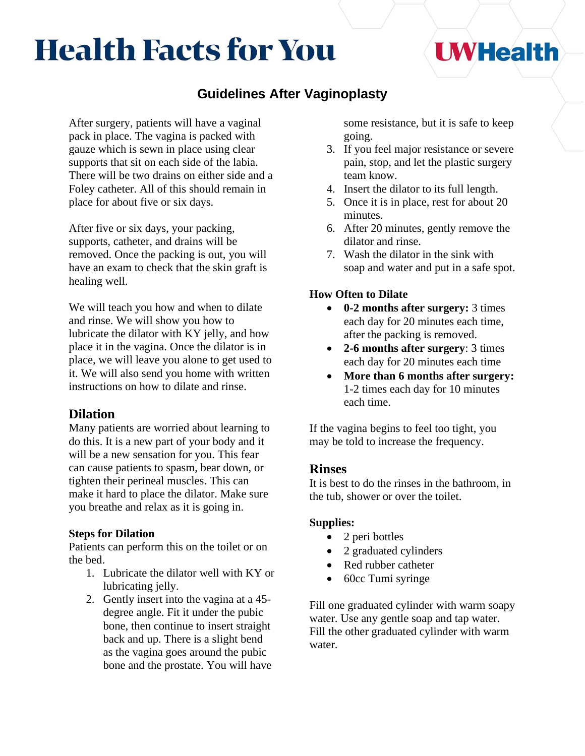# Health Facts for You

UWHealth

## Guidelines After Vaginoplasty

After surgery, patients will have a vaginal pack in place. The vagina is packed with gauze which is sewn in place using clear supports that sit on each side of the labia. There will be two drains on either side and a Foley catheter. All of this should remain in place for about five or six days.

After five or six days, your packing, supports, catheter, and drains will be removed. Once the packing is out, you will have an exam to check that the skin graft is healing well.

We will teach you how and when to dilate and rinse. We will show you how to lubricate the dilator with KY jelly, and how place it in the vagina. Once the dilator is in place, we will leave you alone to get used to it. We will also send you home with written instructions on how to dilate and rinse.

### Dilation

Many patients are worried about learning to do this. It is a new part of your body and it will be a new sensation for you. This fear can cause patients to spasm, bear down, or tighten their perineal muscles. This can make it hard to place the dilator. Make sure you breathe and relax as it is going in.

**Steps for Dilation**

Patients can perform this on the toilet or on the bed.

1. Lubricate the dilator well with KY or lubricating jelly.
2. Gently insert into the vagina at a 45-degree angle. Fit it under the pubic bone, then continue to insert straight back and up. There is a slight bend as the vagina goes around the pubic bone and the prostate. You will have some resistance, but it is safe to keep going.
3. If you feel major resistance or severe pain, stop, and let the plastic surgery team know.
4. Insert the dilator to its full length.
5. Once it is in place, rest for about 20 minutes.
6. After 20 minutes, gently remove the dilator and rinse.
7. Wash the dilator in the sink with soap and water and put in a safe spot.

**How Often to Dilate**

- **0-2 months after surgery:** 3 times each day for 20 minutes each time, after the packing is removed.
- **2-6 months after surgery**: 3 times each day for 20 minutes each time
- **More than 6 months after surgery:** 1-2 times each day for 10 minutes each time.

If the vagina begins to feel too tight, you may be told to increase the frequency.

### Rinses

It is best to do the rinses in the bathroom, in the tub, shower or over the toilet.

**Supplies:**

- 2 peri bottles
- 2 graduated cylinders
- Red rubber catheter
- 60cc Tumi syringe

Fill one graduated cylinder with warm soapy water. Use any gentle soap and tap water. Fill the other graduated cylinder with warm water.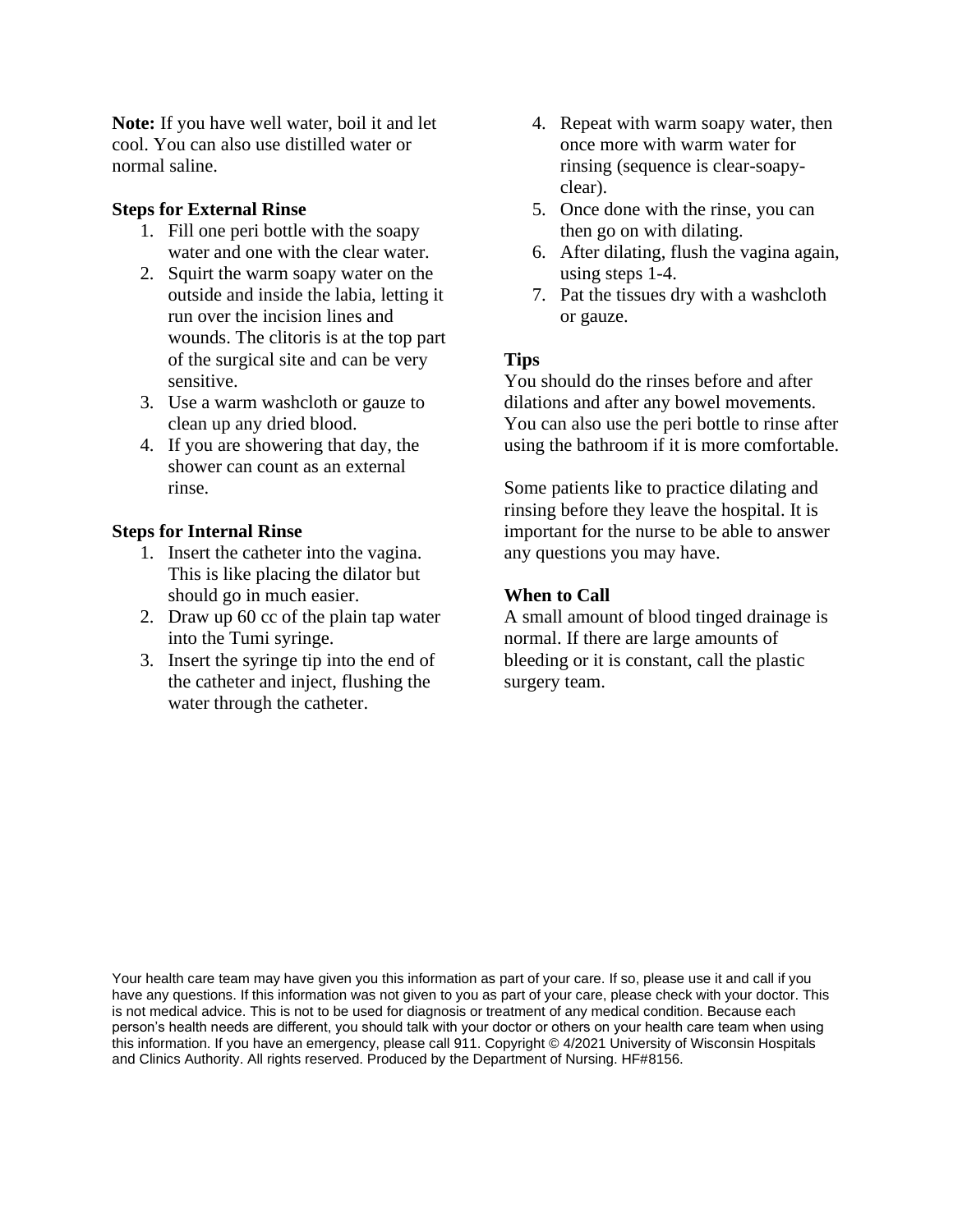**Note:** If you have well water, boil it and let cool. You can also use distilled water or normal saline.

**Steps for External Rinse**

1. Fill one peri bottle with the soapy water and one with the clear water.
2. Squirt the warm soapy water on the outside and inside the labia, letting it run over the incision lines and wounds. The clitoris is at the top part of the surgical site and can be very sensitive.
3. Use a warm washcloth or gauze to clean up any dried blood.
4. If you are showering that day, the shower can count as an external rinse.

**Steps for Internal Rinse**

1. Insert the catheter into the vagina. This is like placing the dilator but should go in much easier.
2. Draw up 60 cc of the plain tap water into the Tumi syringe.
3. Insert the syringe tip into the end of the catheter and inject, flushing the water through the catheter.
4. Repeat with warm soapy water, then once more with warm water for rinsing (sequence is clear-soapy-clear).
5. Once done with the rinse, you can then go on with dilating.
6. After dilating, flush the vagina again, using steps 1-4.
7. Pat the tissues dry with a washcloth or gauze.

**Tips**

You should do the rinses before and after dilations and after any bowel movements. You can also use the peri bottle to rinse after using the bathroom if it is more comfortable.

Some patients like to practice dilating and rinsing before they leave the hospital. It is important for the nurse to be able to answer any questions you may have.

**When to Call**

A small amount of blood tinged drainage is normal. If there are large amounts of bleeding or it is constant, call the plastic surgery team.

Your health care team may have given you this information as part of your care. If so, please use it and call if you have any questions. If this information was not given to you as part of your care, please check with your doctor. This is not medical advice. This is not to be used for diagnosis or treatment of any medical condition. Because each person's health needs are different, you should talk with your doctor or others on your health care team when using this information. If you have an emergency, please call 911. Copyright © 4/2021 University of Wisconsin Hospitals and Clinics Authority. All rights reserved. Produced by the Department of Nursing. HF#8156.